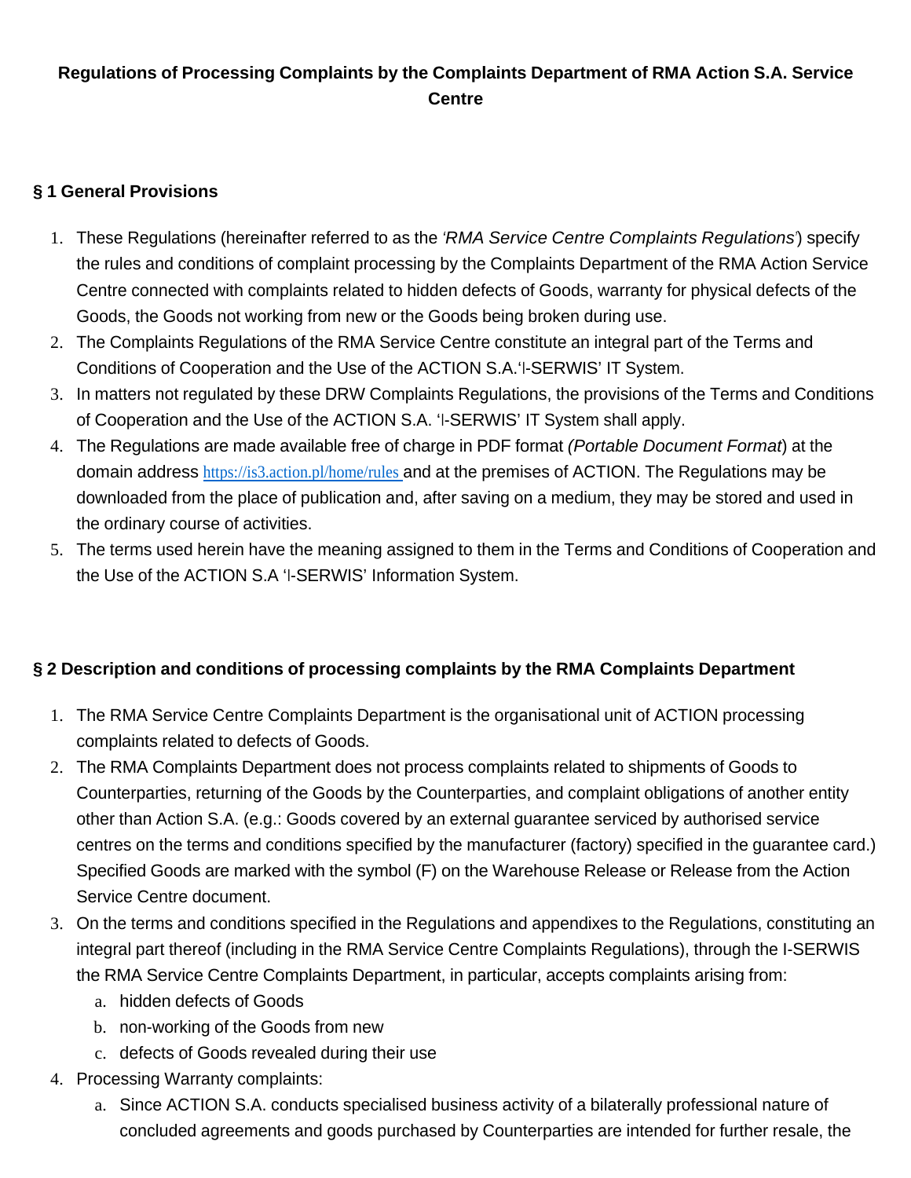# Regulations of Processing Complaints by the Complaints Department of RMA Action S.A. Service Centre

## § 1 General Provisions

1. These Regulations (hereinafter referred to as the *'RMA Service Centre Complaints Regulations'*) specify the rules and conditions of complaint processing by the Complaints Department of the RMA Action Service Centre connected with complaints related to hidden defects of Goods, warranty for physical defects of the Goods, the Goods not working from new or the Goods being broken during use.
2. The Complaints Regulations of the RMA Service Centre constitute an integral part of the Terms and Conditions of Cooperation and the Use of the ACTION S.A.'I-SERWIS' IT System.
3. In matters not regulated by these DRW Complaints Regulations, the provisions of the Terms and Conditions of Cooperation and the Use of the ACTION S.A. 'I-SERWIS' IT System shall apply.
4. The Regulations are made available free of charge in PDF format *(Portable Document Format*) at the domain address https://is3.action.pl/home/rules and at the premises of ACTION. The Regulations may be downloaded from the place of publication and, after saving on a medium, they may be stored and used in the ordinary course of activities.
5. The terms used herein have the meaning assigned to them in the Terms and Conditions of Cooperation and the Use of the ACTION S.A 'I-SERWIS' Information System.

## § 2 Description and conditions of processing complaints by the RMA Complaints Department

1. The RMA Service Centre Complaints Department is the organisational unit of ACTION processing complaints related to defects of Goods.
2. The RMA Complaints Department does not process complaints related to shipments of Goods to Counterparties, returning of the Goods by the Counterparties, and complaint obligations of another entity other than Action S.A. (e.g.: Goods covered by an external guarantee serviced by authorised service centres on the terms and conditions specified by the manufacturer (factory) specified in the guarantee card.) Specified Goods are marked with the symbol (F) on the Warehouse Release or Release from the Action Service Centre document.
3. On the terms and conditions specified in the Regulations and appendixes to the Regulations, constituting an integral part thereof (including in the RMA Service Centre Complaints Regulations), through the I-SERWIS the RMA Service Centre Complaints Department, in particular, accepts complaints arising from:
   a. hidden defects of Goods
   b. non-working of the Goods from new
   c. defects of Goods revealed during their use
4. Processing Warranty complaints:
   a. Since ACTION S.A. conducts specialised business activity of a bilaterally professional nature of concluded agreements and goods purchased by Counterparties are intended for further resale, the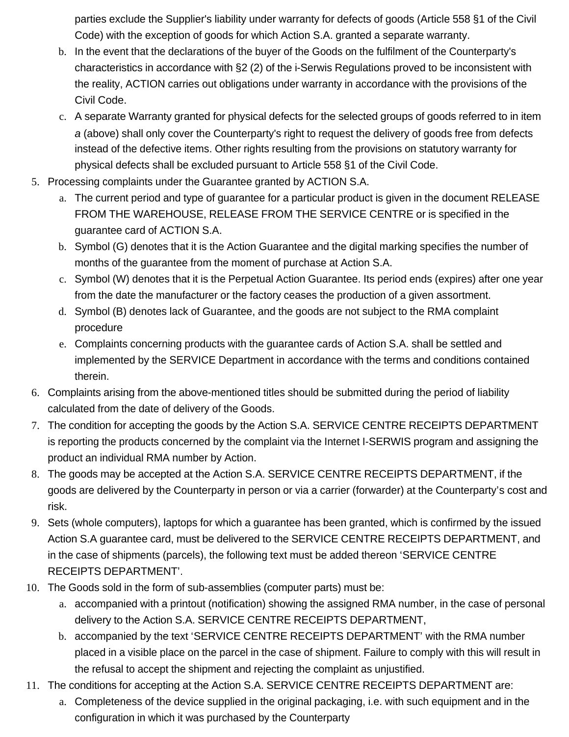parties exclude the Supplier's liability under warranty for defects of goods (Article 558 §1 of the Civil Code) with the exception of goods for which Action S.A. granted a separate warranty.

   b. In the event that the declarations of the buyer of the Goods on the fulfilment of the Counterparty's characteristics in accordance with §2 (2) of the i-Serwis Regulations proved to be inconsistent with the reality, ACTION carries out obligations under warranty in accordance with the provisions of the Civil Code.
   c. A separate Warranty granted for physical defects for the selected groups of goods referred to in item *a* (above) shall only cover the Counterparty's right to request the delivery of goods free from defects instead of the defective items. Other rights resulting from the provisions on statutory warranty for physical defects shall be excluded pursuant to Article 558 §1 of the Civil Code.

5. Processing complaints under the Guarantee granted by ACTION S.A.
   a. The current period and type of guarantee for a particular product is given in the document RELEASE FROM THE WAREHOUSE, RELEASE FROM THE SERVICE CENTRE or is specified in the guarantee card of ACTION S.A.
   b. Symbol (G) denotes that it is the Action Guarantee and the digital marking specifies the number of months of the guarantee from the moment of purchase at Action S.A.
   c. Symbol (W) denotes that it is the Perpetual Action Guarantee. Its period ends (expires) after one year from the date the manufacturer or the factory ceases the production of a given assortment.
   d. Symbol (B) denotes lack of Guarantee, and the goods are not subject to the RMA complaint procedure
   e. Complaints concerning products with the guarantee cards of Action S.A. shall be settled and implemented by the SERVICE Department in accordance with the terms and conditions contained therein.
6. Complaints arising from the above-mentioned titles should be submitted during the period of liability calculated from the date of delivery of the Goods.
7. The condition for accepting the goods by the Action S.A. SERVICE CENTRE RECEIPTS DEPARTMENT is reporting the products concerned by the complaint via the Internet I-SERWIS program and assigning the product an individual RMA number by Action.
8. The goods may be accepted at the Action S.A. SERVICE CENTRE RECEIPTS DEPARTMENT, if the goods are delivered by the Counterparty in person or via a carrier (forwarder) at the Counterparty's cost and risk.
9. Sets (whole computers), laptops for which a guarantee has been granted, which is confirmed by the issued Action S.A guarantee card, must be delivered to the SERVICE CENTRE RECEIPTS DEPARTMENT, and in the case of shipments (parcels), the following text must be added thereon 'SERVICE CENTRE RECEIPTS DEPARTMENT'.
10. The Goods sold in the form of sub-assemblies (computer parts) must be:
    a. accompanied with a printout (notification) showing the assigned RMA number, in the case of personal delivery to the Action S.A. SERVICE CENTRE RECEIPTS DEPARTMENT,
    b. accompanied by the text 'SERVICE CENTRE RECEIPTS DEPARTMENT' with the RMA number placed in a visible place on the parcel in the case of shipment. Failure to comply with this will result in the refusal to accept the shipment and rejecting the complaint as unjustified.
11. The conditions for accepting at the Action S.A. SERVICE CENTRE RECEIPTS DEPARTMENT are:
    a. Completeness of the device supplied in the original packaging, i.e. with such equipment and in the configuration in which it was purchased by the Counterparty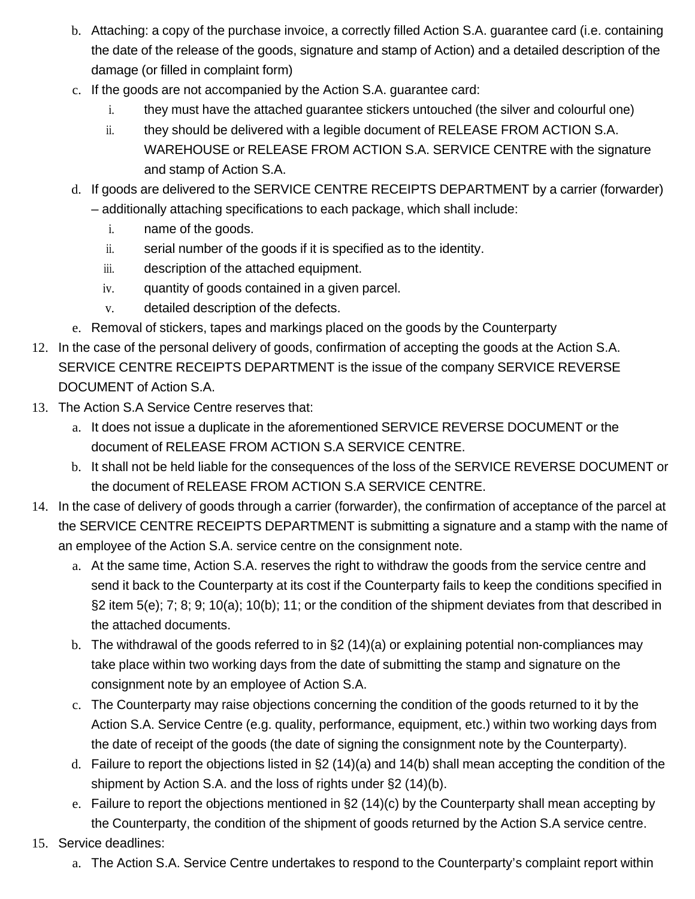b. Attaching: a copy of the purchase invoice, a correctly filled Action S.A. guarantee card (i.e. containing the date of the release of the goods, signature and stamp of Action) and a detailed description of the damage (or filled in complaint form)
   c. If the goods are not accompanied by the Action S.A. guarantee card:
      i. they must have the attached guarantee stickers untouched (the silver and colourful one)
      ii. they should be delivered with a legible document of RELEASE FROM ACTION S.A. WAREHOUSE or RELEASE FROM ACTION S.A. SERVICE CENTRE with the signature and stamp of Action S.A.
   d. If goods are delivered to the SERVICE CENTRE RECEIPTS DEPARTMENT by a carrier (forwarder) – additionally attaching specifications to each package, which shall include:
      i. name of the goods.
      ii. serial number of the goods if it is specified as to the identity.
      iii. description of the attached equipment.
      iv. quantity of goods contained in a given parcel.
      v. detailed description of the defects.
   e. Removal of stickers, tapes and markings placed on the goods by the Counterparty

12. In the case of the personal delivery of goods, confirmation of accepting the goods at the Action S.A. SERVICE CENTRE RECEIPTS DEPARTMENT is the issue of the company SERVICE REVERSE DOCUMENT of Action S.A.
13. The Action S.A Service Centre reserves that:
    a. It does not issue a duplicate in the aforementioned SERVICE REVERSE DOCUMENT or the document of RELEASE FROM ACTION S.A SERVICE CENTRE.
    b. It shall not be held liable for the consequences of the loss of the SERVICE REVERSE DOCUMENT or the document of RELEASE FROM ACTION S.A SERVICE CENTRE.
14. In the case of delivery of goods through a carrier (forwarder), the confirmation of acceptance of the parcel at the SERVICE CENTRE RECEIPTS DEPARTMENT is submitting a signature and a stamp with the name of an employee of the Action S.A. service centre on the consignment note.
    a. At the same time, Action S.A. reserves the right to withdraw the goods from the service centre and send it back to the Counterparty at its cost if the Counterparty fails to keep the conditions specified in §2 item 5(e); 7; 8; 9; 10(a); 10(b); 11; or the condition of the shipment deviates from that described in the attached documents.
    b. The withdrawal of the goods referred to in §2 (14)(a) or explaining potential non-compliances may take place within two working days from the date of submitting the stamp and signature on the consignment note by an employee of Action S.A.
    c. The Counterparty may raise objections concerning the condition of the goods returned to it by the Action S.A. Service Centre (e.g. quality, performance, equipment, etc.) within two working days from the date of receipt of the goods (the date of signing the consignment note by the Counterparty).
    d. Failure to report the objections listed in §2 (14)(a) and 14(b) shall mean accepting the condition of the shipment by Action S.A. and the loss of rights under §2 (14)(b).
    e. Failure to report the objections mentioned in §2 (14)(c) by the Counterparty shall mean accepting by the Counterparty, the condition of the shipment of goods returned by the Action S.A service centre.
15. Service deadlines:
    a. The Action S.A. Service Centre undertakes to respond to the Counterparty's complaint report within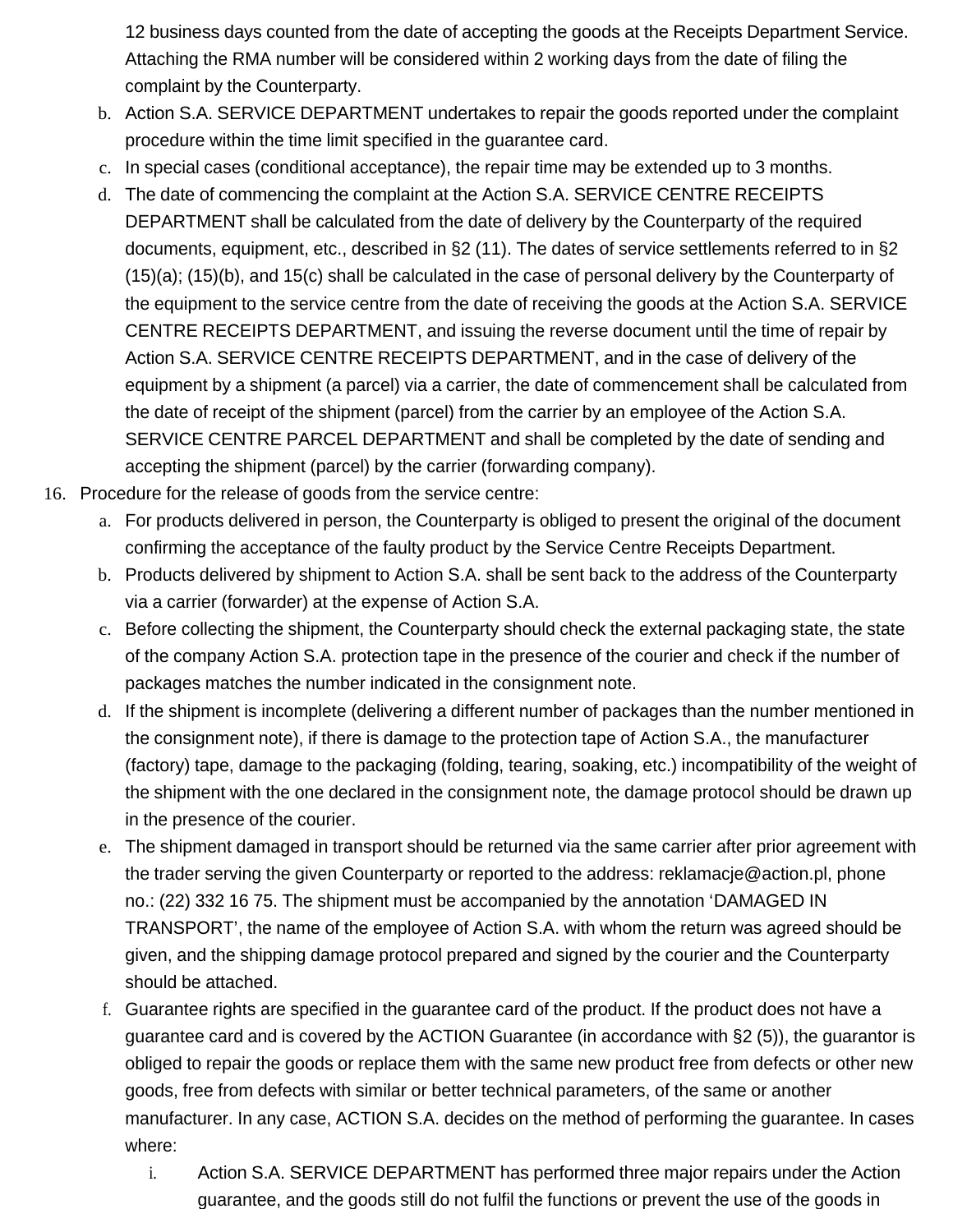12 business days counted from the date of accepting the goods at the Receipts Department Service. Attaching the RMA number will be considered within 2 working days from the date of filing the complaint by the Counterparty.

b. Action S.A. SERVICE DEPARTMENT undertakes to repair the goods reported under the complaint procedure within the time limit specified in the guarantee card.
c. In special cases (conditional acceptance), the repair time may be extended up to 3 months.
d. The date of commencing the complaint at the Action S.A. SERVICE CENTRE RECEIPTS DEPARTMENT shall be calculated from the date of delivery by the Counterparty of the required documents, equipment, etc., described in §2 (11). The dates of service settlements referred to in §2 (15)(a); (15)(b), and 15(c) shall be calculated in the case of personal delivery by the Counterparty of the equipment to the service centre from the date of receiving the goods at the Action S.A. SERVICE CENTRE RECEIPTS DEPARTMENT, and issuing the reverse document until the time of repair by Action S.A. SERVICE CENTRE RECEIPTS DEPARTMENT, and in the case of delivery of the equipment by a shipment (a parcel) via a carrier, the date of commencement shall be calculated from the date of receipt of the shipment (parcel) from the carrier by an employee of the Action S.A. SERVICE CENTRE PARCEL DEPARTMENT and shall be completed by the date of sending and accepting the shipment (parcel) by the carrier (forwarding company).

16. Procedure for the release of goods from the service centre:
    a. For products delivered in person, the Counterparty is obliged to present the original of the document confirming the acceptance of the faulty product by the Service Centre Receipts Department.
    b. Products delivered by shipment to Action S.A. shall be sent back to the address of the Counterparty via a carrier (forwarder) at the expense of Action S.A.
    c. Before collecting the shipment, the Counterparty should check the external packaging state, the state of the company Action S.A. protection tape in the presence of the courier and check if the number of packages matches the number indicated in the consignment note.
    d. If the shipment is incomplete (delivering a different number of packages than the number mentioned in the consignment note), if there is damage to the protection tape of Action S.A., the manufacturer (factory) tape, damage to the packaging (folding, tearing, soaking, etc.) incompatibility of the weight of the shipment with the one declared in the consignment note, the damage protocol should be drawn up in the presence of the courier.
    e. The shipment damaged in transport should be returned via the same carrier after prior agreement with the trader serving the given Counterparty or reported to the address: reklamacje@action.pl, phone no.: (22) 332 16 75. The shipment must be accompanied by the annotation 'DAMAGED IN TRANSPORT', the name of the employee of Action S.A. with whom the return was agreed should be given, and the shipping damage protocol prepared and signed by the courier and the Counterparty should be attached.
    f. Guarantee rights are specified in the guarantee card of the product. If the product does not have a guarantee card and is covered by the ACTION Guarantee (in accordance with §2 (5)), the guarantor is obliged to repair the goods or replace them with the same new product free from defects or other new goods, free from defects with similar or better technical parameters, of the same or another manufacturer. In any case, ACTION S.A. decides on the method of performing the guarantee. In cases where:
        i. Action S.A. SERVICE DEPARTMENT has performed three major repairs under the Action guarantee, and the goods still do not fulfil the functions or prevent the use of the goods in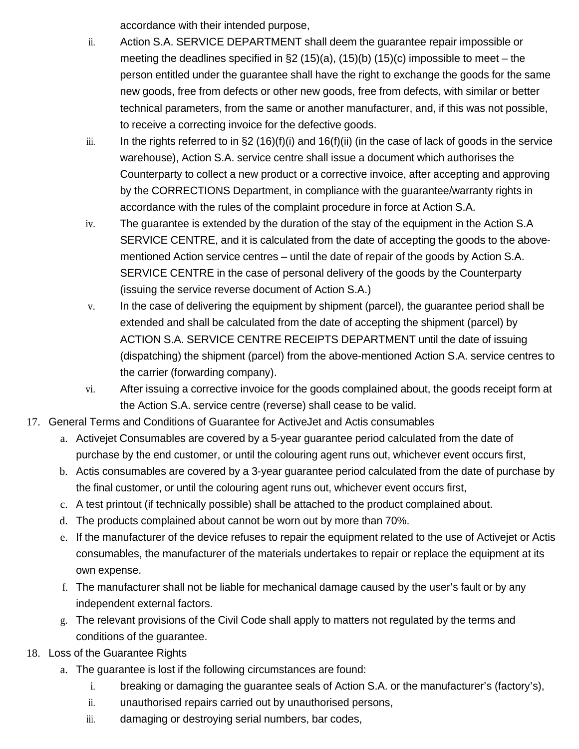accordance with their intended purpose,

ii. Action S.A. SERVICE DEPARTMENT shall deem the guarantee repair impossible or meeting the deadlines specified in §2 (15)(a), (15)(b) (15)(c) impossible to meet – the person entitled under the guarantee shall have the right to exchange the goods for the same new goods, free from defects or other new goods, free from defects, with similar or better technical parameters, from the same or another manufacturer, and, if this was not possible, to receive a correcting invoice for the defective goods.

iii. In the rights referred to in §2 (16)(f)(i) and 16(f)(ii) (in the case of lack of goods in the service warehouse), Action S.A. service centre shall issue a document which authorises the Counterparty to collect a new product or a corrective invoice, after accepting and approving by the CORRECTIONS Department, in compliance with the guarantee/warranty rights in accordance with the rules of the complaint procedure in force at Action S.A.

iv. The guarantee is extended by the duration of the stay of the equipment in the Action S.A SERVICE CENTRE, and it is calculated from the date of accepting the goods to the above-mentioned Action service centres – until the date of repair of the goods by Action S.A. SERVICE CENTRE in the case of personal delivery of the goods by the Counterparty (issuing the service reverse document of Action S.A.)

v. In the case of delivering the equipment by shipment (parcel), the guarantee period shall be extended and shall be calculated from the date of accepting the shipment (parcel) by ACTION S.A. SERVICE CENTRE RECEIPTS DEPARTMENT until the date of issuing (dispatching) the shipment (parcel) from the above-mentioned Action S.A. service centres to the carrier (forwarding company).

vi. After issuing a corrective invoice for the goods complained about, the goods receipt form at the Action S.A. service centre (reverse) shall cease to be valid.

17. General Terms and Conditions of Guarantee for ActiveJet and Actis consumables
    a. Activejet Consumables are covered by a 5-year guarantee period calculated from the date of purchase by the end customer, or until the colouring agent runs out, whichever event occurs first,
    b. Actis consumables are covered by a 3-year guarantee period calculated from the date of purchase by the final customer, or until the colouring agent runs out, whichever event occurs first,
    c. A test printout (if technically possible) shall be attached to the product complained about.
    d. The products complained about cannot be worn out by more than 70%.
    e. If the manufacturer of the device refuses to repair the equipment related to the use of Activejet or Actis consumables, the manufacturer of the materials undertakes to repair or replace the equipment at its own expense.
    f. The manufacturer shall not be liable for mechanical damage caused by the user's fault or by any independent external factors.
    g. The relevant provisions of the Civil Code shall apply to matters not regulated by the terms and conditions of the guarantee.
18. Loss of the Guarantee Rights
    a. The guarantee is lost if the following circumstances are found:
        i. breaking or damaging the guarantee seals of Action S.A. or the manufacturer's (factory's),
        ii. unauthorised repairs carried out by unauthorised persons,
        iii. damaging or destroying serial numbers, bar codes,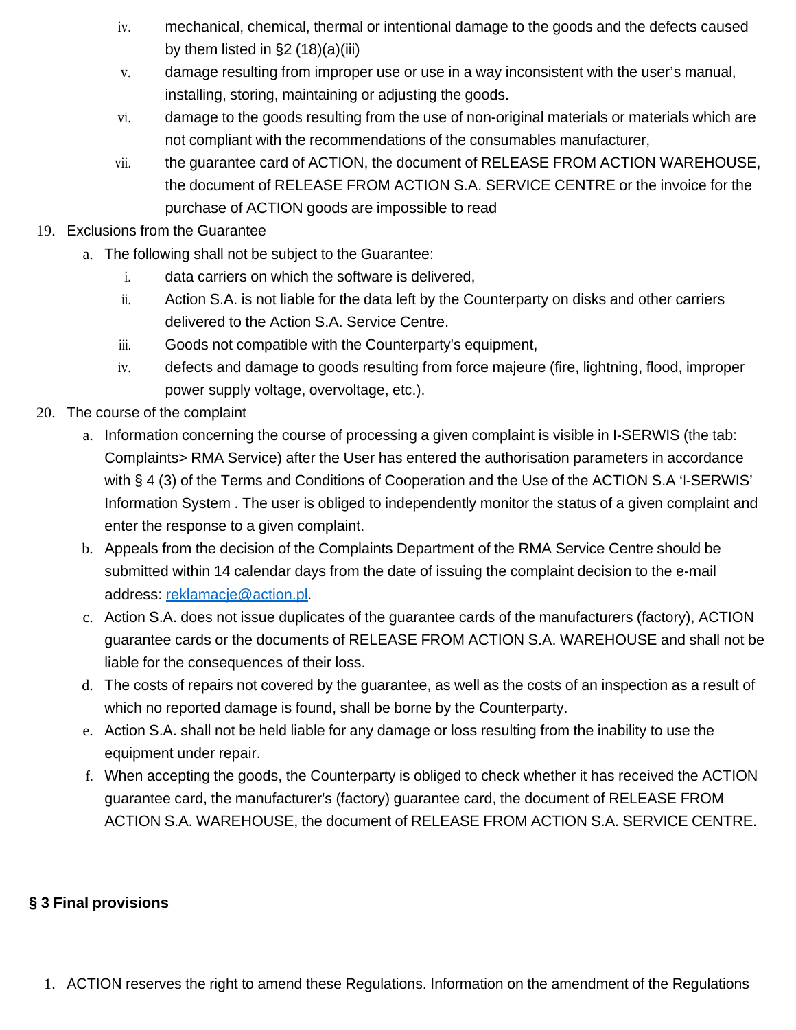iv. mechanical, chemical, thermal or intentional damage to the goods and the defects caused by them listed in §2 (18)(a)(iii)
   v. damage resulting from improper use or use in a way inconsistent with the user's manual, installing, storing, maintaining or adjusting the goods.
   vi. damage to the goods resulting from the use of non-original materials or materials which are not compliant with the recommendations of the consumables manufacturer,
   vii. the guarantee card of ACTION, the document of RELEASE FROM ACTION WAREHOUSE, the document of RELEASE FROM ACTION S.A. SERVICE CENTRE or the invoice for the purchase of ACTION goods are impossible to read

19. Exclusions from the Guarantee
   a. The following shall not be subject to the Guarantee:
      i. data carriers on which the software is delivered,
      ii. Action S.A. is not liable for the data left by the Counterparty on disks and other carriers delivered to the Action S.A. Service Centre.
      iii. Goods not compatible with the Counterparty's equipment,
      iv. defects and damage to goods resulting from force majeure (fire, lightning, flood, improper power supply voltage, overvoltage, etc.).
20. The course of the complaint
   a. Information concerning the course of processing a given complaint is visible in I-SERWIS (the tab: Complaints> RMA Service) after the User has entered the authorisation parameters in accordance with § 4 (3) of the Terms and Conditions of Cooperation and the Use of the ACTION S.A 'I-SERWIS' Information System . The user is obliged to independently monitor the status of a given complaint and enter the response to a given complaint.
   b. Appeals from the decision of the Complaints Department of the RMA Service Centre should be submitted within 14 calendar days from the date of issuing the complaint decision to the e-mail address: reklamacje@action.pl.
   c. Action S.A. does not issue duplicates of the guarantee cards of the manufacturers (factory), ACTION guarantee cards or the documents of RELEASE FROM ACTION S.A. WAREHOUSE and shall not be liable for the consequences of their loss.
   d. The costs of repairs not covered by the guarantee, as well as the costs of an inspection as a result of which no reported damage is found, shall be borne by the Counterparty.
   e. Action S.A. shall not be held liable for any damage or loss resulting from the inability to use the equipment under repair.
   f. When accepting the goods, the Counterparty is obliged to check whether it has received the ACTION guarantee card, the manufacturer's (factory) guarantee card, the document of RELEASE FROM ACTION S.A. WAREHOUSE, the document of RELEASE FROM ACTION S.A. SERVICE CENTRE.

**§ 3 Final provisions**

1. ACTION reserves the right to amend these Regulations. Information on the amendment of the Regulations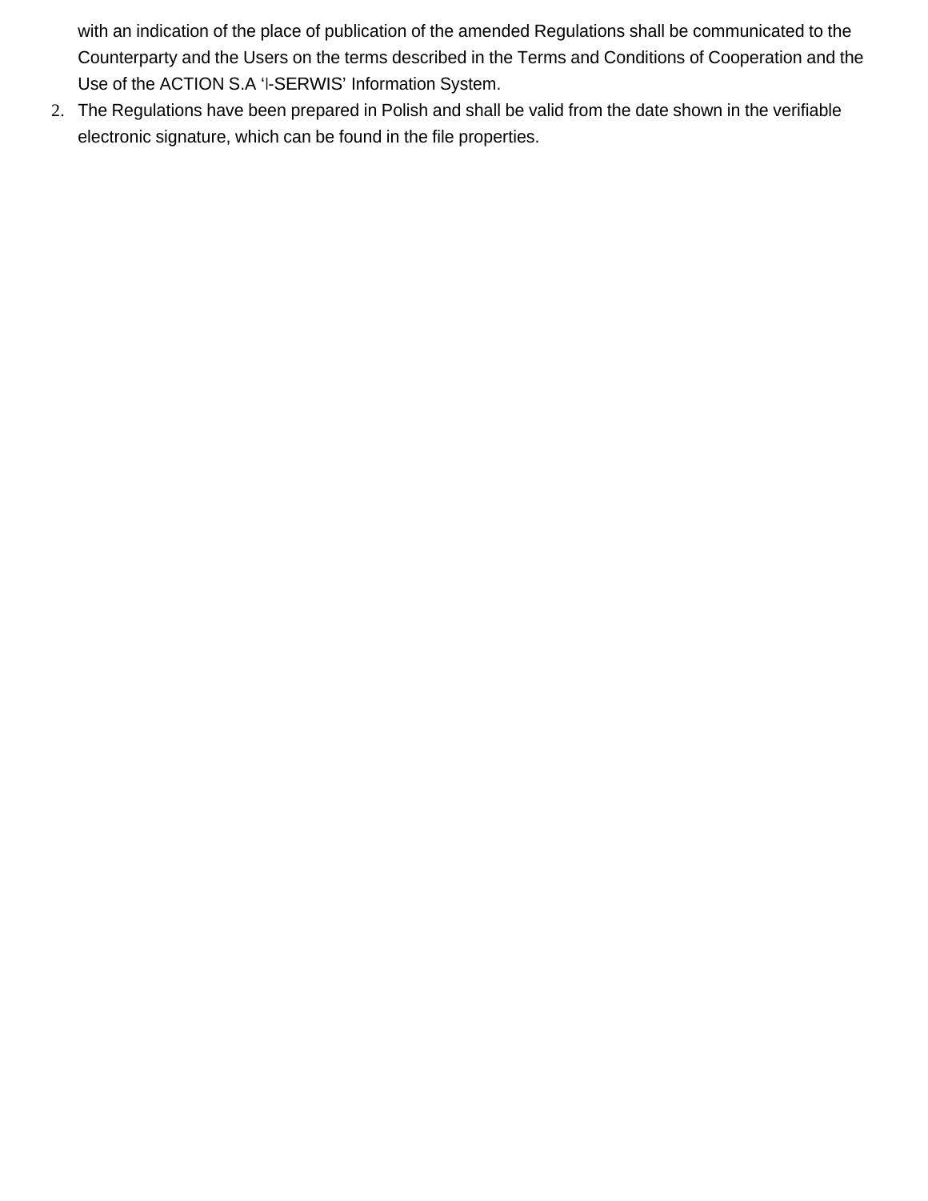with an indication of the place of publication of the amended Regulations shall be communicated to the Counterparty and the Users on the terms described in the Terms and Conditions of Cooperation and the Use of the ACTION S.A 'I-SERWIS' Information System.

2. The Regulations have been prepared in Polish and shall be valid from the date shown in the verifiable electronic signature, which can be found in the file properties.